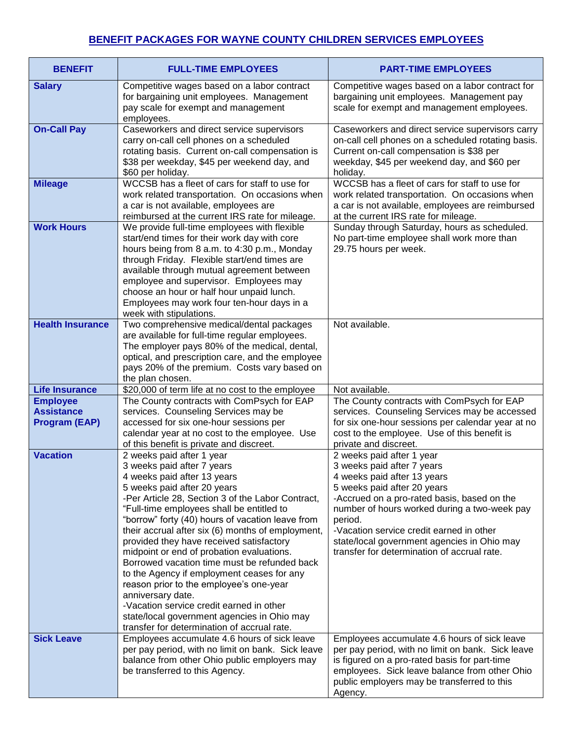## BENEFIT PACKAGES FOR WAYNE COUNTY CHILDREN SERVICES EMPLOYEES

| BENEFIT | FULL-TIME EMPLOYEES | PART-TIME EMPLOYEES |
|---|---|---|
| **Salary** | Competitive wages based on a labor contract for bargaining unit employees. Management pay scale for exempt and management employees. | Competitive wages based on a labor contract for bargaining unit employees. Management pay scale for exempt and management employees. |
| **On-Call Pay** | Caseworkers and direct service supervisors carry on-call cell phones on a scheduled rotating basis. Current on-call compensation is $38 per weekday, $45 per weekend day, and $60 per holiday. | Caseworkers and direct service supervisors carry on-call cell phones on a scheduled rotating basis. Current on-call compensation is $38 per weekday, $45 per weekend day, and $60 per holiday. |
| **Mileage** | WCCSB has a fleet of cars for staff to use for work related transportation. On occasions when a car is not available, employees are reimbursed at the current IRS rate for mileage. | WCCSB has a fleet of cars for staff to use for work related transportation. On occasions when a car is not available, employees are reimbursed at the current IRS rate for mileage. |
| **Work Hours** | We provide full-time employees with flexible start/end times for their work day with core hours being from 8 a.m. to 4:30 p.m., Monday through Friday. Flexible start/end times are available through mutual agreement between employee and supervisor. Employees may choose an hour or half hour unpaid lunch. Employees may work four ten-hour days in a week with stipulations. | Sunday through Saturday, hours as scheduled. No part-time employee shall work more than 29.75 hours per week. |
| **Health Insurance** | Two comprehensive medical/dental packages are available for full-time regular employees. The employer pays 80% of the medical, dental, optical, and prescription care, and the employee pays 20% of the premium. Costs vary based on the plan chosen. | Not available. |
| **Life Insurance** | $20,000 of term life at no cost to the employee | Not available. |
| **Employee Assistance Program (EAP)** | The County contracts with ComPsych for EAP services. Counseling Services may be accessed for six one-hour sessions per calendar year at no cost to the employee. Use of this benefit is private and discreet. | The County contracts with ComPsych for EAP services. Counseling Services may be accessed for six one-hour sessions per calendar year at no cost to the employee. Use of this benefit is private and discreet. |
| **Vacation** | 2 weeks paid after 1 year<br>3 weeks paid after 7 years<br>4 weeks paid after 13 years<br>5 weeks paid after 20 years<br>-Per Article 28, Section 3 of the Labor Contract, "Full-time employees shall be entitled to "borrow" forty (40) hours of vacation leave from their accrual after six (6) months of employment, provided they have received satisfactory midpoint or end of probation evaluations. Borrowed vacation time must be refunded back to the Agency if employment ceases for any reason prior to the employee's one-year anniversary date.<br>-Vacation service credit earned in other state/local government agencies in Ohio may transfer for determination of accrual rate. | 2 weeks paid after 1 year<br>3 weeks paid after 7 years<br>4 weeks paid after 13 years<br>5 weeks paid after 20 years<br>-Accrued on a pro-rated basis, based on the number of hours worked during a two-week pay period.<br>-Vacation service credit earned in other state/local government agencies in Ohio may transfer for determination of accrual rate. |
| **Sick Leave** | Employees accumulate 4.6 hours of sick leave per pay period, with no limit on bank. Sick leave balance from other Ohio public employers may be transferred to this Agency. | Employees accumulate 4.6 hours of sick leave per pay period, with no limit on bank. Sick leave is figured on a pro-rated basis for part-time employees. Sick leave balance from other Ohio public employers may be transferred to this Agency. |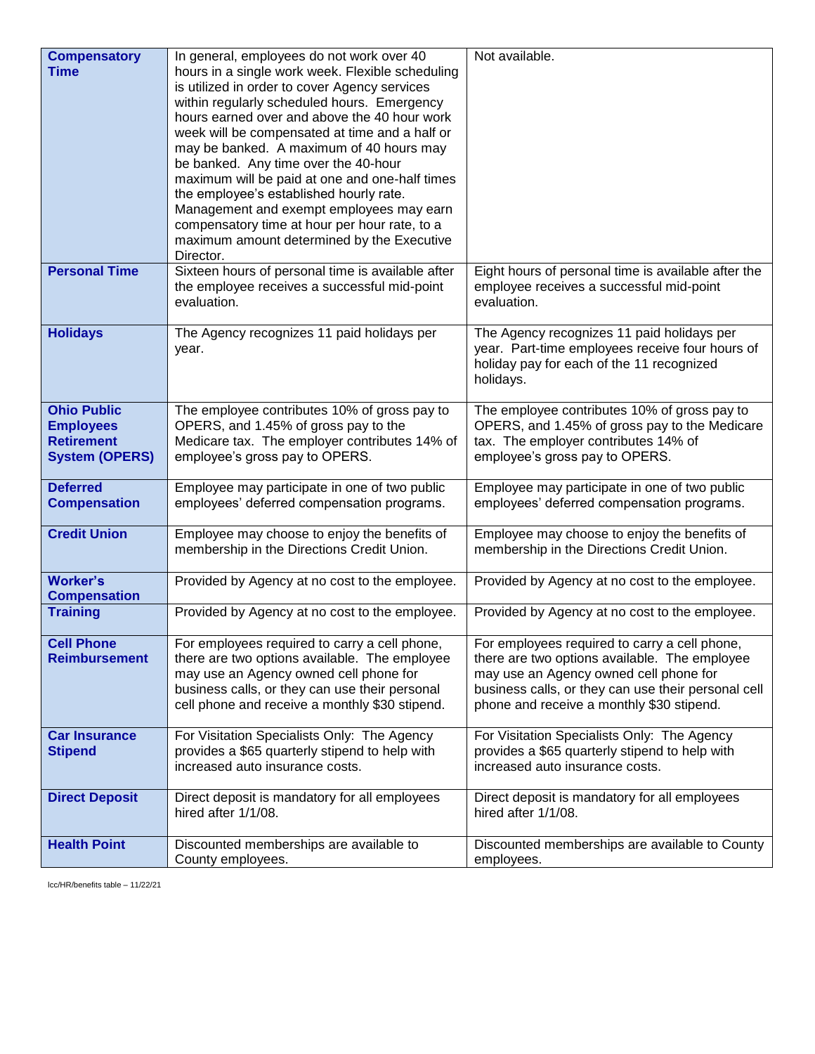| | | |
|---|---|---|
| **Compensatory Time** | In general, employees do not work over 40 hours in a single work week. Flexible scheduling is utilized in order to cover Agency services within regularly scheduled hours. Emergency hours earned over and above the 40 hour work week will be compensated at time and a half or may be banked. A maximum of 40 hours may be banked. Any time over the 40-hour maximum will be paid at one and one-half times the employee's established hourly rate. Management and exempt employees may earn compensatory time at hour per hour rate, to a maximum amount determined by the Executive Director. | Not available. |
| **Personal Time** | Sixteen hours of personal time is available after the employee receives a successful mid-point evaluation. | Eight hours of personal time is available after the employee receives a successful mid-point evaluation. |
| **Holidays** | The Agency recognizes 11 paid holidays per year. | The Agency recognizes 11 paid holidays per year. Part-time employees receive four hours of holiday pay for each of the 11 recognized holidays. |
| **Ohio Public Employees Retirement System (OPERS)** | The employee contributes 10% of gross pay to OPERS, and 1.45% of gross pay to the Medicare tax. The employer contributes 14% of employee's gross pay to OPERS. | The employee contributes 10% of gross pay to OPERS, and 1.45% of gross pay to the Medicare tax. The employer contributes 14% of employee's gross pay to OPERS. |
| **Deferred Compensation** | Employee may participate in one of two public employees' deferred compensation programs. | Employee may participate in one of two public employees' deferred compensation programs. |
| **Credit Union** | Employee may choose to enjoy the benefits of membership in the Directions Credit Union. | Employee may choose to enjoy the benefits of membership in the Directions Credit Union. |
| **Worker's Compensation** | Provided by Agency at no cost to the employee. | Provided by Agency at no cost to the employee. |
| **Training** | Provided by Agency at no cost to the employee. | Provided by Agency at no cost to the employee. |
| **Cell Phone Reimbursement** | For employees required to carry a cell phone, there are two options available. The employee may use an Agency owned cell phone for business calls, or they can use their personal cell phone and receive a monthly $30 stipend. | For employees required to carry a cell phone, there are two options available. The employee may use an Agency owned cell phone for business calls, or they can use their personal cell phone and receive a monthly $30 stipend. |
| **Car Insurance Stipend** | For Visitation Specialists Only: The Agency provides a $65 quarterly stipend to help with increased auto insurance costs. | For Visitation Specialists Only: The Agency provides a $65 quarterly stipend to help with increased auto insurance costs. |
| **Direct Deposit** | Direct deposit is mandatory for all employees hired after 1/1/08. | Direct deposit is mandatory for all employees hired after 1/1/08. |
| **Health Point** | Discounted memberships are available to County employees. | Discounted memberships are available to County employees. |

lcc/HR/benefits table – 11/22/21